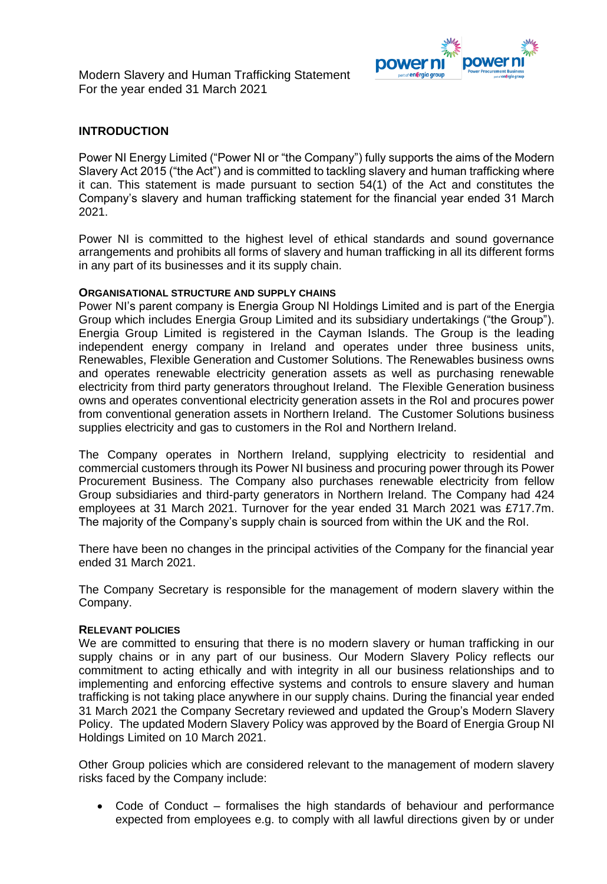Modern Slavery and Human Trafficking Statement
For the year ended 31 March 2021

## INTRODUCTION

Power NI Energy Limited ("Power NI or "the Company") fully supports the aims of the Modern Slavery Act 2015 ("the Act") and is committed to tackling slavery and human trafficking where it can. This statement is made pursuant to section 54(1) of the Act and constitutes the Company's slavery and human trafficking statement for the financial year ended 31 March 2021.

Power NI is committed to the highest level of ethical standards and sound governance arrangements and prohibits all forms of slavery and human trafficking in all its different forms in any part of its businesses and it its supply chain.

### ORGANISATIONAL STRUCTURE AND SUPPLY CHAINS

Power NI's parent company is Energia Group NI Holdings Limited and is part of the Energia Group which includes Energia Group Limited and its subsidiary undertakings ("the Group"). Energia Group Limited is registered in the Cayman Islands. The Group is the leading independent energy company in Ireland and operates under three business units, Renewables, Flexible Generation and Customer Solutions. The Renewables business owns and operates renewable electricity generation assets as well as purchasing renewable electricity from third party generators throughout Ireland. The Flexible Generation business owns and operates conventional electricity generation assets in the RoI and procures power from conventional generation assets in Northern Ireland. The Customer Solutions business supplies electricity and gas to customers in the RoI and Northern Ireland.

The Company operates in Northern Ireland, supplying electricity to residential and commercial customers through its Power NI business and procuring power through its Power Procurement Business. The Company also purchases renewable electricity from fellow Group subsidiaries and third-party generators in Northern Ireland. The Company had 424 employees at 31 March 2021. Turnover for the year ended 31 March 2021 was £717.7m. The majority of the Company's supply chain is sourced from within the UK and the RoI.

There have been no changes in the principal activities of the Company for the financial year ended 31 March 2021.

The Company Secretary is responsible for the management of modern slavery within the Company.

### RELEVANT POLICIES

We are committed to ensuring that there is no modern slavery or human trafficking in our supply chains or in any part of our business. Our Modern Slavery Policy reflects our commitment to acting ethically and with integrity in all our business relationships and to implementing and enforcing effective systems and controls to ensure slavery and human trafficking is not taking place anywhere in our supply chains. During the financial year ended 31 March 2021 the Company Secretary reviewed and updated the Group's Modern Slavery Policy. The updated Modern Slavery Policy was approved by the Board of Energia Group NI Holdings Limited on 10 March 2021.

Other Group policies which are considered relevant to the management of modern slavery risks faced by the Company include:

- Code of Conduct – formalises the high standards of behaviour and performance expected from employees e.g. to comply with all lawful directions given by or under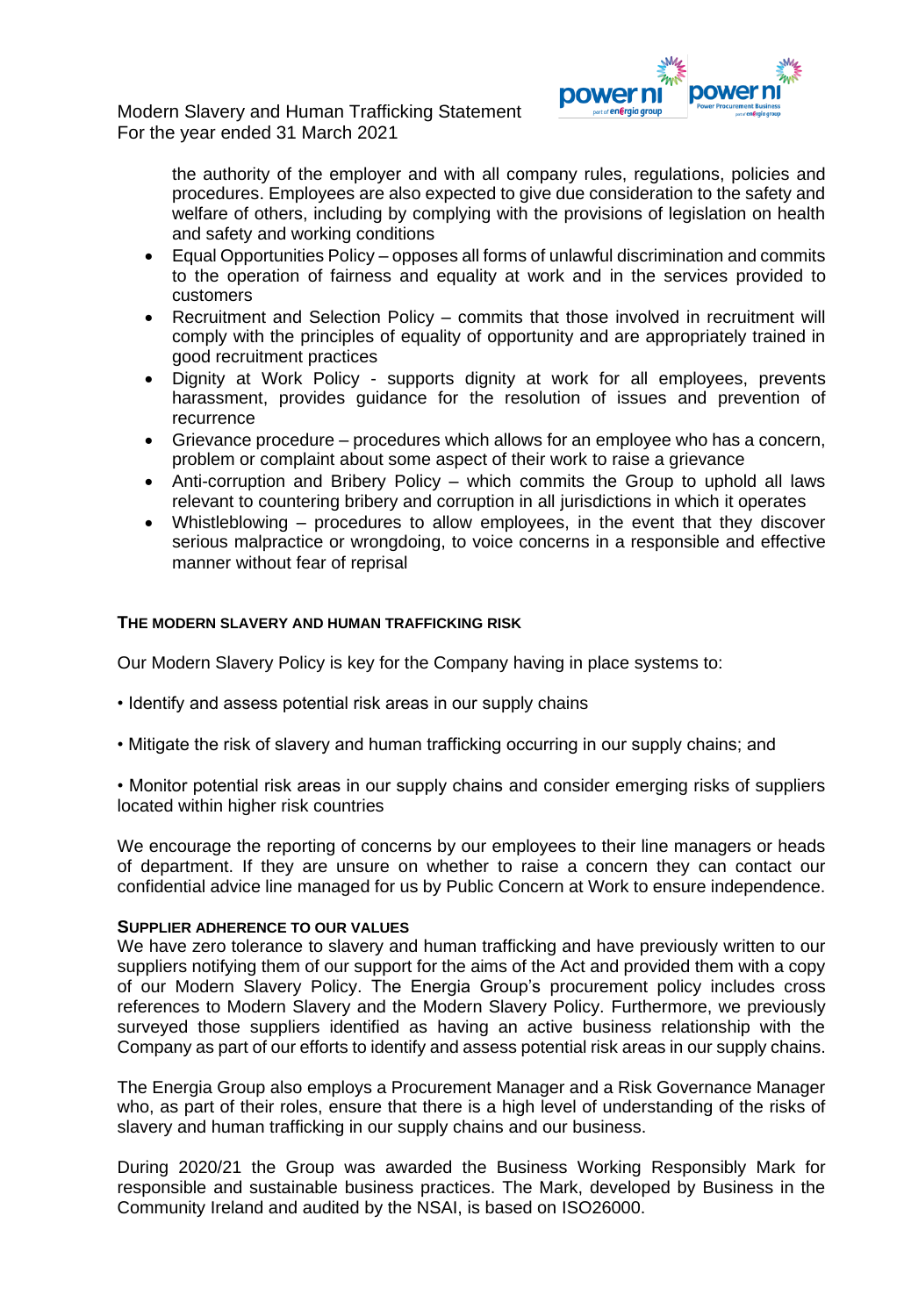the authority of the employer and with all company rules, regulations, policies and procedures. Employees are also expected to give due consideration to the safety and welfare of others, including by complying with the provisions of legislation on health and safety and working conditions

- Equal Opportunities Policy – opposes all forms of unlawful discrimination and commits to the operation of fairness and equality at work and in the services provided to customers
- Recruitment and Selection Policy – commits that those involved in recruitment will comply with the principles of equality of opportunity and are appropriately trained in good recruitment practices
- Dignity at Work Policy - supports dignity at work for all employees, prevents harassment, provides guidance for the resolution of issues and prevention of recurrence
- Grievance procedure – procedures which allows for an employee who has a concern, problem or complaint about some aspect of their work to raise a grievance
- Anti-corruption and Bribery Policy – which commits the Group to uphold all laws relevant to countering bribery and corruption in all jurisdictions in which it operates
- Whistleblowing – procedures to allow employees, in the event that they discover serious malpractice or wrongdoing, to voice concerns in a responsible and effective manner without fear of reprisal

**THE MODERN SLAVERY AND HUMAN TRAFFICKING RISK**

Our Modern Slavery Policy is key for the Company having in place systems to:

- Identify and assess potential risk areas in our supply chains
- Mitigate the risk of slavery and human trafficking occurring in our supply chains; and
- Monitor potential risk areas in our supply chains and consider emerging risks of suppliers located within higher risk countries

We encourage the reporting of concerns by our employees to their line managers or heads of department. If they are unsure on whether to raise a concern they can contact our confidential advice line managed for us by Public Concern at Work to ensure independence.

**SUPPLIER ADHERENCE TO OUR VALUES**

We have zero tolerance to slavery and human trafficking and have previously written to our suppliers notifying them of our support for the aims of the Act and provided them with a copy of our Modern Slavery Policy. The Energia Group's procurement policy includes cross references to Modern Slavery and the Modern Slavery Policy. Furthermore, we previously surveyed those suppliers identified as having an active business relationship with the Company as part of our efforts to identify and assess potential risk areas in our supply chains.

The Energia Group also employs a Procurement Manager and a Risk Governance Manager who, as part of their roles, ensure that there is a high level of understanding of the risks of slavery and human trafficking in our supply chains and our business.

During 2020/21 the Group was awarded the Business Working Responsibly Mark for responsible and sustainable business practices. The Mark, developed by Business in the Community Ireland and audited by the NSAI, is based on ISO26000.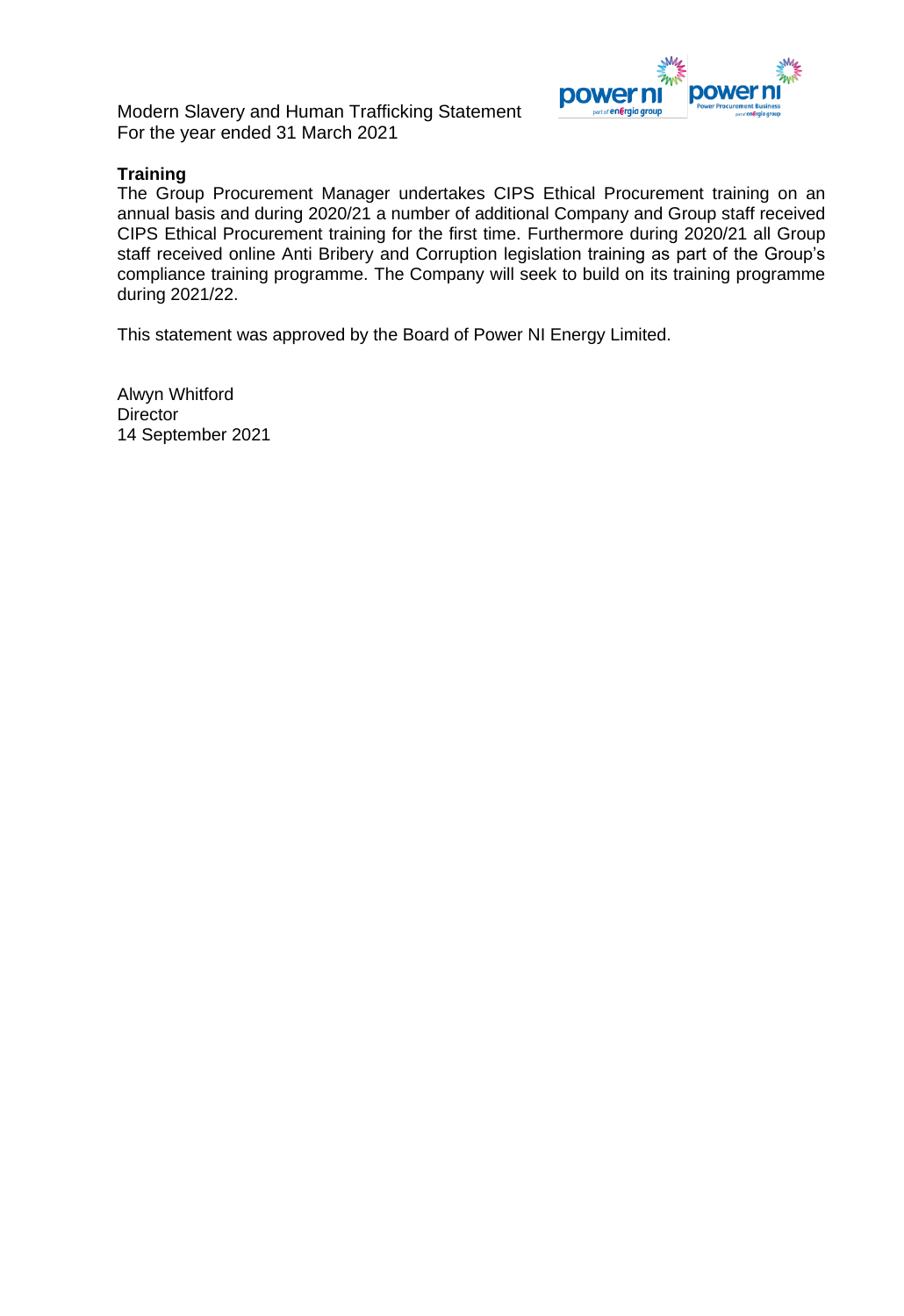## Training

The Group Procurement Manager undertakes CIPS Ethical Procurement training on an annual basis and during 2020/21 a number of additional Company and Group staff received CIPS Ethical Procurement training for the first time. Furthermore during 2020/21 all Group staff received online Anti Bribery and Corruption legislation training as part of the Group's compliance training programme. The Company will seek to build on its training programme during 2021/22.

This statement was approved by the Board of Power NI Energy Limited.

Alwyn Whitford
Director
14 September 2021